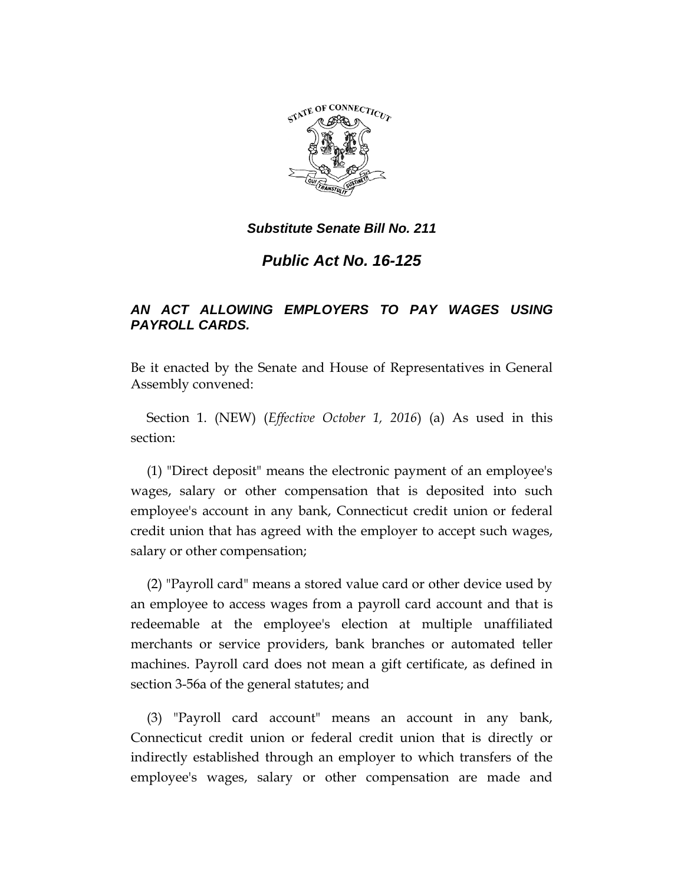## *Substitute Senate Bill No. 211*

# *Public Act No. 16-125*

### *AN ACT ALLOWING EMPLOYERS TO PAY WAGES USING PAYROLL CARDS.*

Be it enacted by the Senate and House of Representatives in General Assembly convened:

Section 1. (NEW) (*Effective October 1, 2016*) (a) As used in this section:

(1) "Direct deposit" means the electronic payment of an employee's wages, salary or other compensation that is deposited into such employee's account in any bank, Connecticut credit union or federal credit union that has agreed with the employer to accept such wages, salary or other compensation;

(2) "Payroll card" means a stored value card or other device used by an employee to access wages from a payroll card account and that is redeemable at the employee's election at multiple unaffiliated merchants or service providers, bank branches or automated teller machines. Payroll card does not mean a gift certificate, as defined in section 3-56a of the general statutes; and

(3) "Payroll card account" means an account in any bank, Connecticut credit union or federal credit union that is directly or indirectly established through an employer to which transfers of the employee's wages, salary or other compensation are made and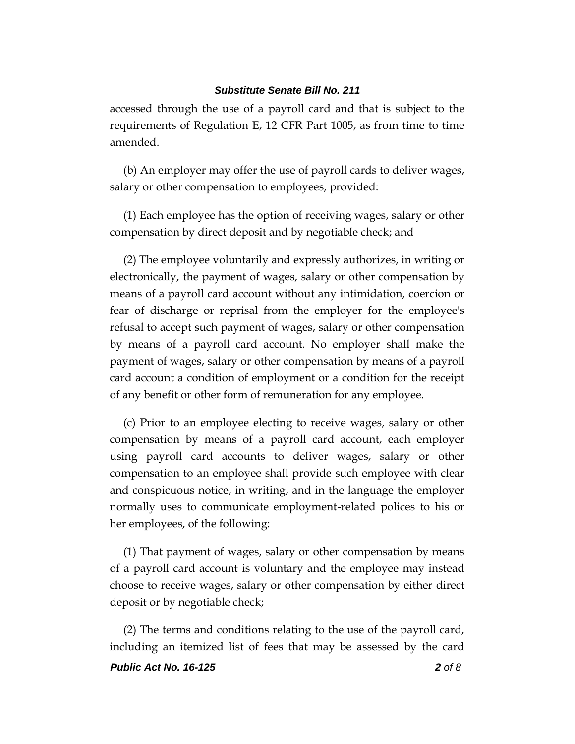accessed through the use of a payroll card and that is subject to the requirements of Regulation E, 12 CFR Part 1005, as from time to time amended.

(b) An employer may offer the use of payroll cards to deliver wages, salary or other compensation to employees, provided:

(1) Each employee has the option of receiving wages, salary or other compensation by direct deposit and by negotiable check; and

(2) The employee voluntarily and expressly authorizes, in writing or electronically, the payment of wages, salary or other compensation by means of a payroll card account without any intimidation, coercion or fear of discharge or reprisal from the employer for the employee's refusal to accept such payment of wages, salary or other compensation by means of a payroll card account. No employer shall make the payment of wages, salary or other compensation by means of a payroll card account a condition of employment or a condition for the receipt of any benefit or other form of remuneration for any employee.

(c) Prior to an employee electing to receive wages, salary or other compensation by means of a payroll card account, each employer using payroll card accounts to deliver wages, salary or other compensation to an employee shall provide such employee with clear and conspicuous notice, in writing, and in the language the employer normally uses to communicate employment-related polices to his or her employees, of the following:

(1) That payment of wages, salary or other compensation by means of a payroll card account is voluntary and the employee may instead choose to receive wages, salary or other compensation by either direct deposit or by negotiable check;

(2) The terms and conditions relating to the use of the payroll card, including an itemized list of fees that may be assessed by the card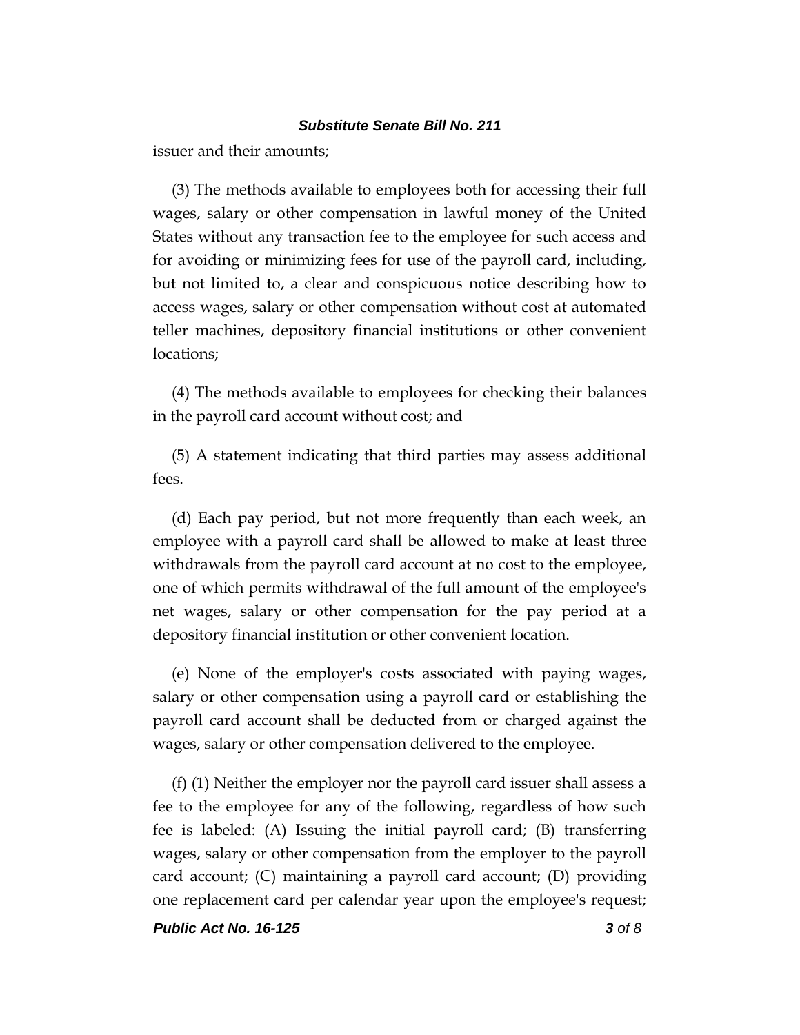issuer and their amounts;

(3) The methods available to employees both for accessing their full wages, salary or other compensation in lawful money of the United States without any transaction fee to the employee for such access and for avoiding or minimizing fees for use of the payroll card, including, but not limited to, a clear and conspicuous notice describing how to access wages, salary or other compensation without cost at automated teller machines, depository financial institutions or other convenient locations;

(4) The methods available to employees for checking their balances in the payroll card account without cost; and

(5) A statement indicating that third parties may assess additional fees.

(d) Each pay period, but not more frequently than each week, an employee with a payroll card shall be allowed to make at least three withdrawals from the payroll card account at no cost to the employee, one of which permits withdrawal of the full amount of the employee's net wages, salary or other compensation for the pay period at a depository financial institution or other convenient location.

(e) None of the employer's costs associated with paying wages, salary or other compensation using a payroll card or establishing the payroll card account shall be deducted from or charged against the wages, salary or other compensation delivered to the employee.

(f) (1) Neither the employer nor the payroll card issuer shall assess a fee to the employee for any of the following, regardless of how such fee is labeled: (A) Issuing the initial payroll card; (B) transferring wages, salary or other compensation from the employer to the payroll card account; (C) maintaining a payroll card account; (D) providing one replacement card per calendar year upon the employee's request;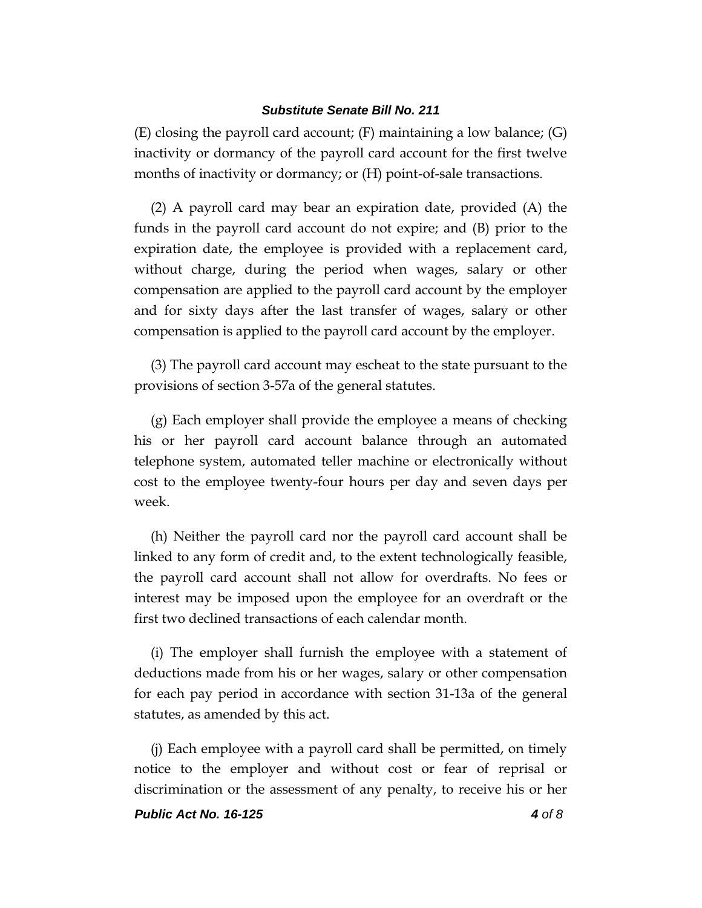(E) closing the payroll card account; (F) maintaining a low balance; (G) inactivity or dormancy of the payroll card account for the first twelve months of inactivity or dormancy; or (H) point-of-sale transactions.

(2) A payroll card may bear an expiration date, provided (A) the funds in the payroll card account do not expire; and (B) prior to the expiration date, the employee is provided with a replacement card, without charge, during the period when wages, salary or other compensation are applied to the payroll card account by the employer and for sixty days after the last transfer of wages, salary or other compensation is applied to the payroll card account by the employer.

(3) The payroll card account may escheat to the state pursuant to the provisions of section 3-57a of the general statutes.

(g) Each employer shall provide the employee a means of checking his or her payroll card account balance through an automated telephone system, automated teller machine or electronically without cost to the employee twenty-four hours per day and seven days per week.

(h) Neither the payroll card nor the payroll card account shall be linked to any form of credit and, to the extent technologically feasible, the payroll card account shall not allow for overdrafts. No fees or interest may be imposed upon the employee for an overdraft or the first two declined transactions of each calendar month.

(i) The employer shall furnish the employee with a statement of deductions made from his or her wages, salary or other compensation for each pay period in accordance with section 31-13a of the general statutes, as amended by this act.

(j) Each employee with a payroll card shall be permitted, on timely notice to the employer and without cost or fear of reprisal or discrimination or the assessment of any penalty, to receive his or her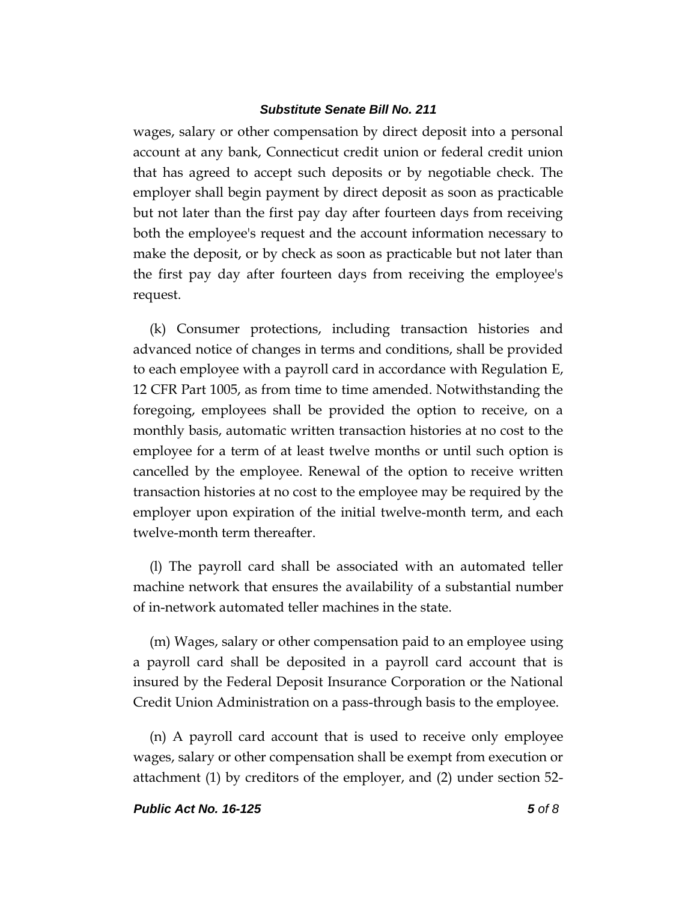wages, salary or other compensation by direct deposit into a personal account at any bank, Connecticut credit union or federal credit union that has agreed to accept such deposits or by negotiable check. The employer shall begin payment by direct deposit as soon as practicable but not later than the first pay day after fourteen days from receiving both the employee's request and the account information necessary to make the deposit, or by check as soon as practicable but not later than the first pay day after fourteen days from receiving the employee's request.

(k) Consumer protections, including transaction histories and advanced notice of changes in terms and conditions, shall be provided to each employee with a payroll card in accordance with Regulation E, 12 CFR Part 1005, as from time to time amended. Notwithstanding the foregoing, employees shall be provided the option to receive, on a monthly basis, automatic written transaction histories at no cost to the employee for a term of at least twelve months or until such option is cancelled by the employee. Renewal of the option to receive written transaction histories at no cost to the employee may be required by the employer upon expiration of the initial twelve-month term, and each twelve-month term thereafter.

(l) The payroll card shall be associated with an automated teller machine network that ensures the availability of a substantial number of in-network automated teller machines in the state.

(m) Wages, salary or other compensation paid to an employee using a payroll card shall be deposited in a payroll card account that is insured by the Federal Deposit Insurance Corporation or the National Credit Union Administration on a pass-through basis to the employee.

(n) A payroll card account that is used to receive only employee wages, salary or other compensation shall be exempt from execution or attachment (1) by creditors of the employer, and (2) under section 52-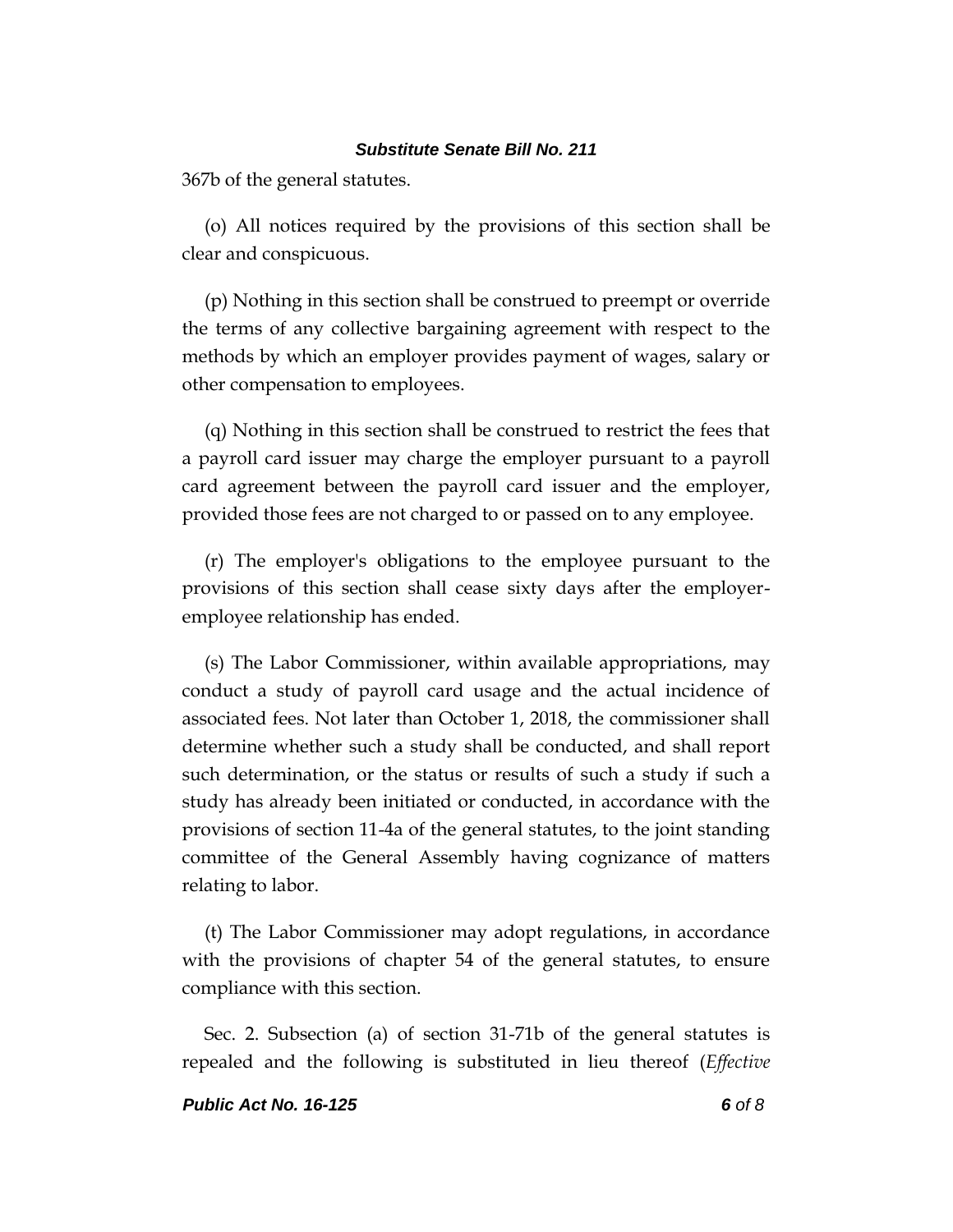367b of the general statutes.

(o) All notices required by the provisions of this section shall be clear and conspicuous.

(p) Nothing in this section shall be construed to preempt or override the terms of any collective bargaining agreement with respect to the methods by which an employer provides payment of wages, salary or other compensation to employees.

(q) Nothing in this section shall be construed to restrict the fees that a payroll card issuer may charge the employer pursuant to a payroll card agreement between the payroll card issuer and the employer, provided those fees are not charged to or passed on to any employee.

(r) The employer's obligations to the employee pursuant to the provisions of this section shall cease sixty days after the employer-employee relationship has ended.

(s) The Labor Commissioner, within available appropriations, may conduct a study of payroll card usage and the actual incidence of associated fees. Not later than October 1, 2018, the commissioner shall determine whether such a study shall be conducted, and shall report such determination, or the status or results of such a study if such a study has already been initiated or conducted, in accordance with the provisions of section 11-4a of the general statutes, to the joint standing committee of the General Assembly having cognizance of matters relating to labor.

(t) The Labor Commissioner may adopt regulations, in accordance with the provisions of chapter 54 of the general statutes, to ensure compliance with this section.

Sec. 2. Subsection (a) of section 31-71b of the general statutes is repealed and the following is substituted in lieu thereof (*Effective*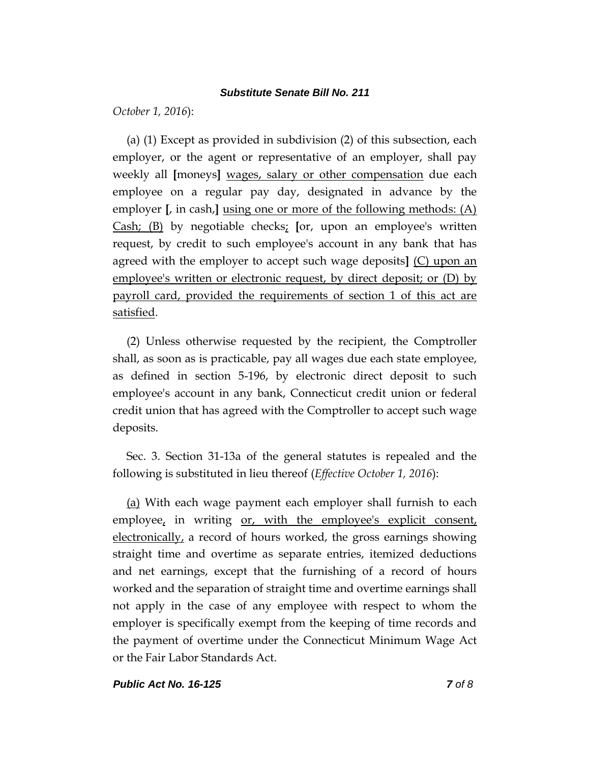*October 1, 2016*):

(a) (1) Except as provided in subdivision (2) of this subsection, each employer, or the agent or representative of an employer, shall pay weekly all [moneys] <u>wages, salary or other compensation</u> due each employee on a regular pay day, designated in advance by the employer [, in cash,] <u>using one or more of the following methods: (A) Cash; (B)</u> by negotiable checks<u>;</u> [or, upon an employee's written request, by credit to such employee's account in any bank that has agreed with the employer to accept such wage deposits] <u>(C) upon an employee's written or electronic request, by direct deposit; or (D) by payroll card, provided the requirements of section 1 of this act are satisfied</u>.

(2) Unless otherwise requested by the recipient, the Comptroller shall, as soon as is practicable, pay all wages due each state employee, as defined in section 5-196, by electronic direct deposit to such employee's account in any bank, Connecticut credit union or federal credit union that has agreed with the Comptroller to accept such wage deposits.

Sec. 3. Section 31-13a of the general statutes is repealed and the following is substituted in lieu thereof (*Effective October 1, 2016*):

<u>(a)</u> With each wage payment each employer shall furnish to each employee<u>,</u> in writing <u>or, with the employee's explicit consent, electronically,</u> a record of hours worked, the gross earnings showing straight time and overtime as separate entries, itemized deductions and net earnings, except that the furnishing of a record of hours worked and the separation of straight time and overtime earnings shall not apply in the case of any employee with respect to whom the employer is specifically exempt from the keeping of time records and the payment of overtime under the Connecticut Minimum Wage Act or the Fair Labor Standards Act.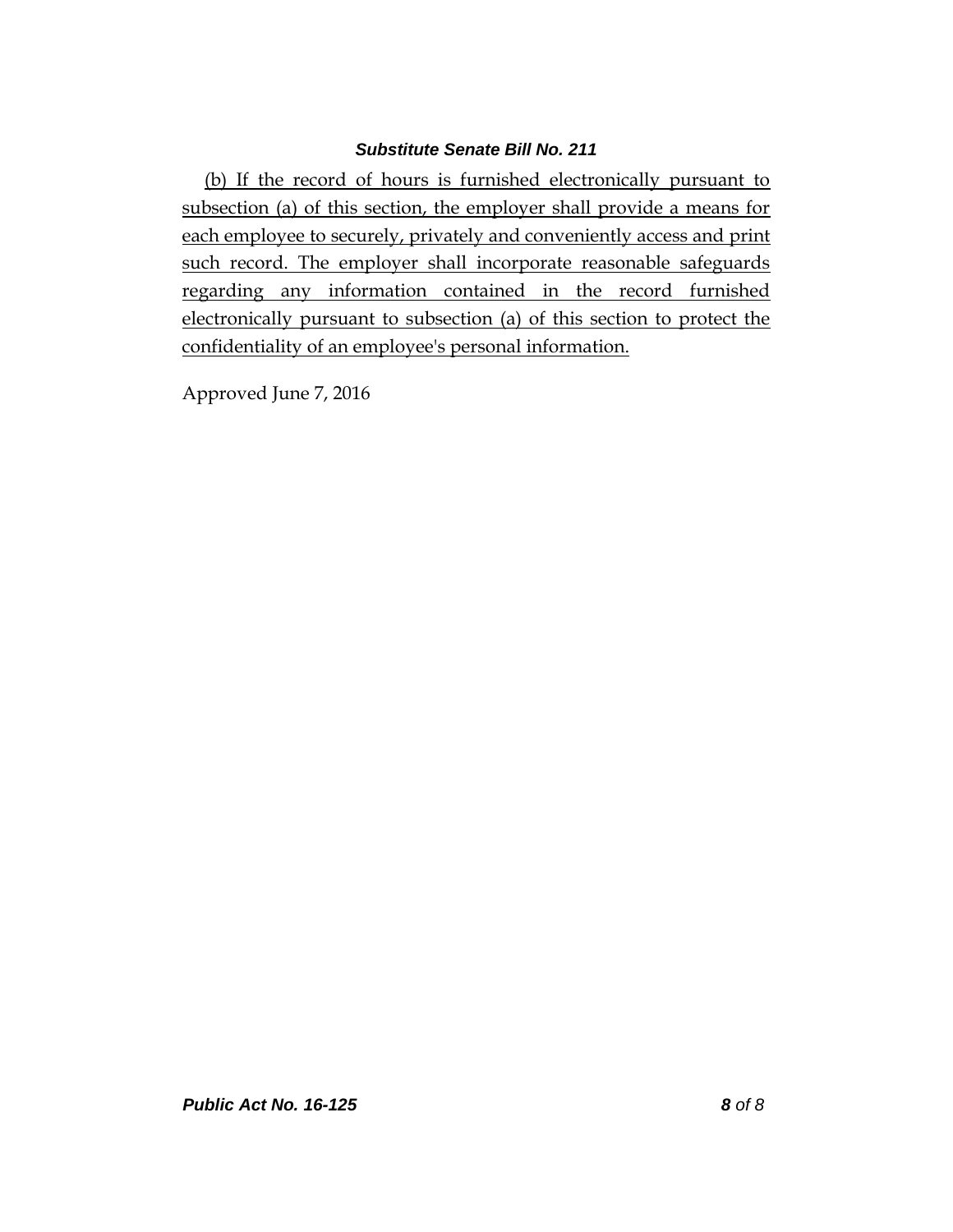(b) If the record of hours is furnished electronically pursuant to subsection (a) of this section, the employer shall provide a means for each employee to securely, privately and conveniently access and print such record. The employer shall incorporate reasonable safeguards regarding any information contained in the record furnished electronically pursuant to subsection (a) of this section to protect the confidentiality of an employee's personal information.

Approved June 7, 2016